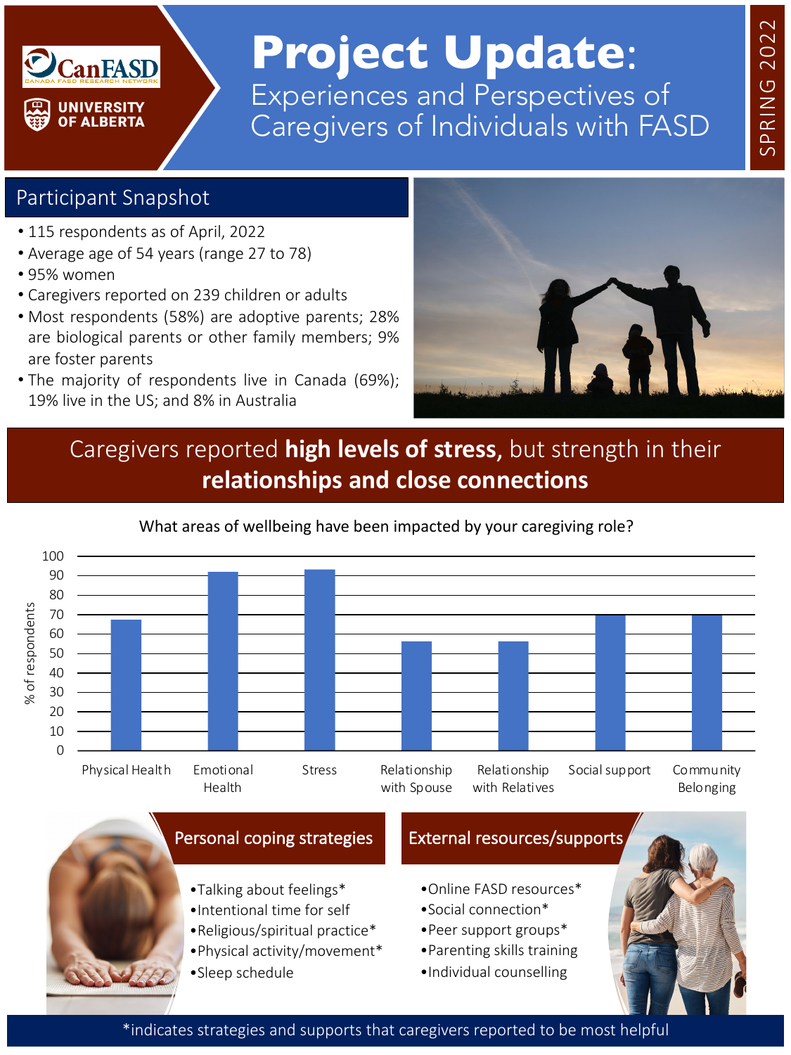CanFASD – Canada FASD Research Network

University of Alberta

# Project Update: Experiences and Perspectives of Caregivers of Individuals with FASD

SPRING 2022

## Participant Snapshot

- 115 respondents as of April, 2022
- Average age of 54 years (range 27 to 78)
- 95% women
- Caregivers reported on 239 children or adults
- Most respondents (58%) are adoptive parents; 28% are biological parents or other family members; 9% are foster parents
- The majority of respondents live in Canada (69%); 19% live in the US; and 8% in Australia

## Caregivers reported **high levels of stress,** but strength in their **relationships and close connections**

What areas of wellbeing have been impacted by your caregiving role?

| Area | % of respondents |
|---|---|
| Physical Health | ~67 |
| Emotional Health | ~92 |
| Stress | ~93 |
| Relationship with Spouse | ~56 |
| Relationship with Relatives | ~56 |
| Social support | ~70 |
| Community Belonging | ~70 |

### Personal coping strategies

- Talking about feelings*
- Intentional time for self
- Religious/spiritual practice*
- Physical activity/movement*
- Sleep schedule

### External resources/supports

- Online FASD resources*
- Social connection*
- Peer support groups*
- Parenting skills training
- Individual counselling

*indicates strategies and supports that caregivers reported to be most helpful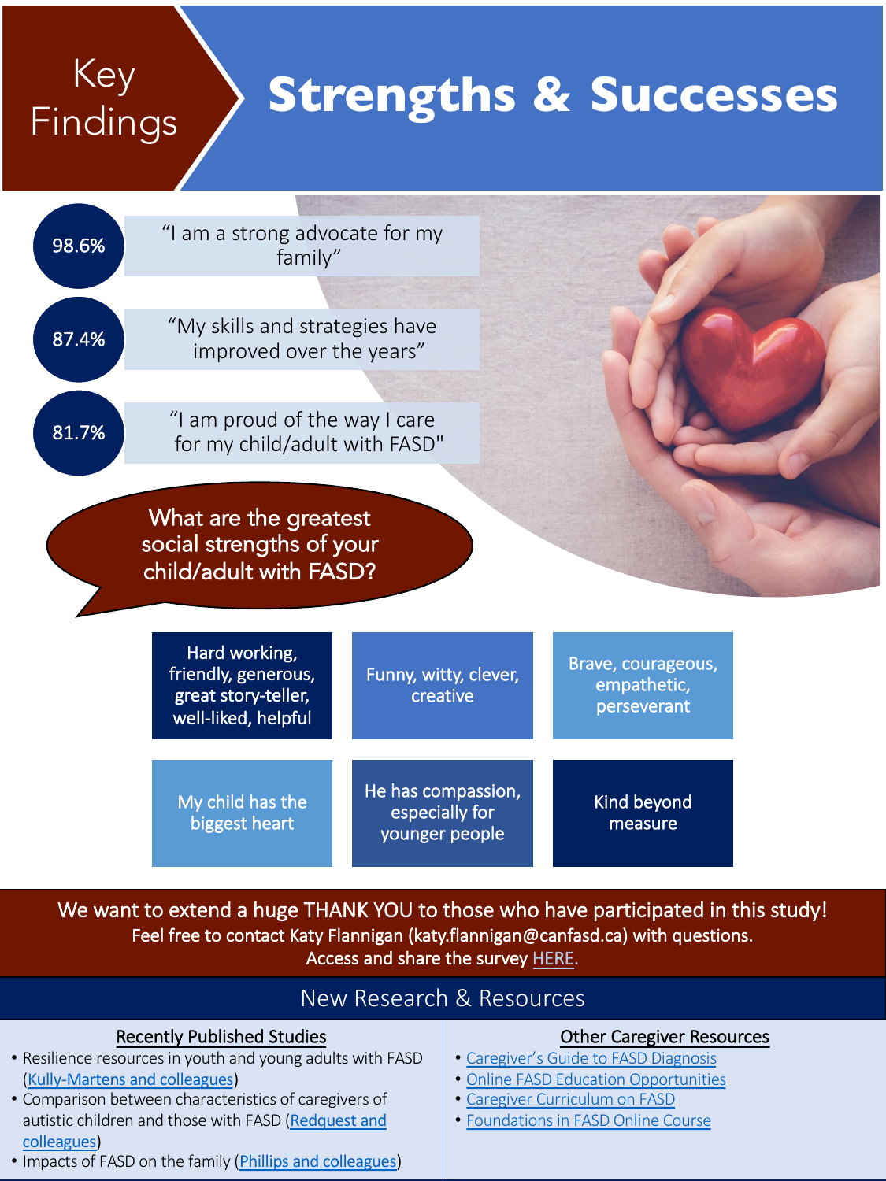# Key Findings

# Strengths & Successes

**98.6%** "I am a strong advocate for my family"

**87.4%** "My skills and strategies have improved over the years"

**81.7%** "I am proud of the way I care for my child/adult with FASD"

## What are the greatest social strengths of your child/adult with FASD?

- Hard working, friendly, generous, great story-teller, well-liked, helpful
- Funny, witty, clever, creative
- Brave, courageous, empathetic, perseverant
- My child has the biggest heart
- He has compassion, especially for younger people
- Kind beyond measure

We want to extend a huge THANK YOU to those who have participated in this study!
Feel free to contact Katy Flannigan (katy.flannigan@canfasd.ca) with questions.
Access and share the survey HERE.

## New Research & Resources

### Recently Published Studies

- Resilience resources in youth and young adults with FASD (Kully-Martens and colleagues)
- Comparison between characteristics of caregivers of autistic children and those with FASD (Redquest and colleagues)
- Impacts of FASD on the family (Phillips and colleagues)

### Other Caregiver Resources

- Caregiver's Guide to FASD Diagnosis
- Online FASD Education Opportunities
- Caregiver Curriculum on FASD
- Foundations in FASD Online Course